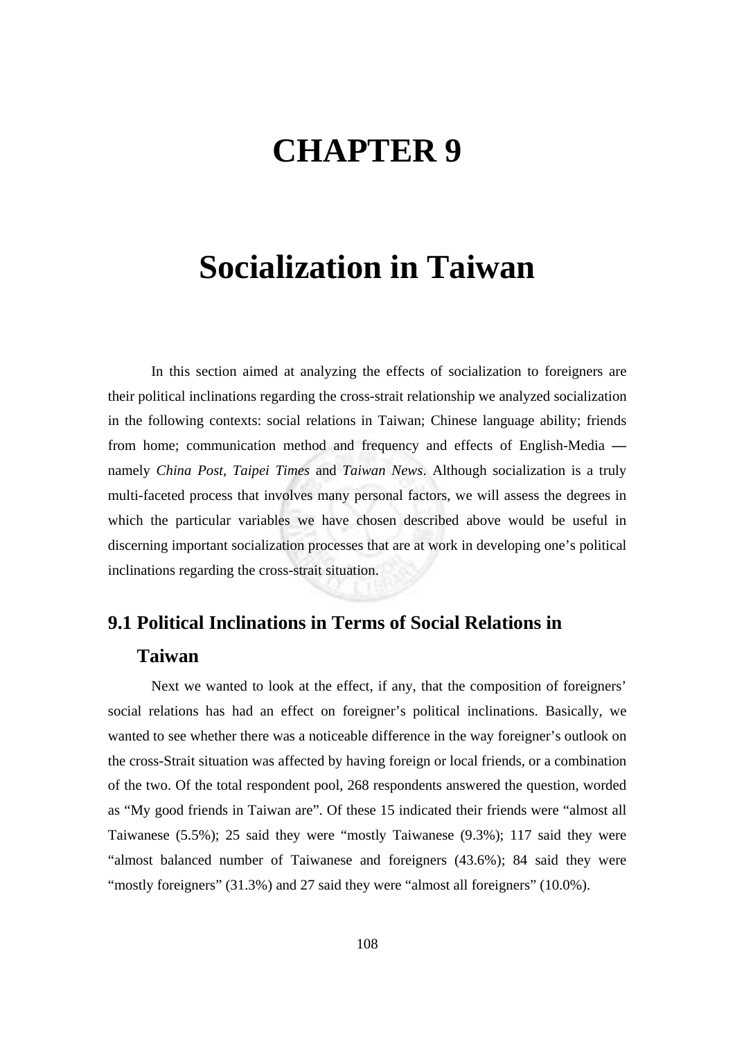# CHAPTER 9

# Socialization in Taiwan

In this section aimed at analyzing the effects of socialization to foreigners are their political inclinations regarding the cross-strait relationship we analyzed socialization in the following contexts: social relations in Taiwan; Chinese language ability; friends from home; communication method and frequency and effects of English-Media — namely *China Post*, *Taipei Times* and *Taiwan News*. Although socialization is a truly multi-faceted process that involves many personal factors, we will assess the degrees in which the particular variables we have chosen described above would be useful in discerning important socialization processes that are at work in developing one's political inclinations regarding the cross-strait situation.

## 9.1 Political Inclinations in Terms of Social Relations in Taiwan

Next we wanted to look at the effect, if any, that the composition of foreigners' social relations has had an effect on foreigner's political inclinations. Basically, we wanted to see whether there was a noticeable difference in the way foreigner's outlook on the cross-Strait situation was affected by having foreign or local friends, or a combination of the two. Of the total respondent pool, 268 respondents answered the question, worded as "My good friends in Taiwan are". Of these 15 indicated their friends were "almost all Taiwanese (5.5%); 25 said they were "mostly Taiwanese (9.3%); 117 said they were "almost balanced number of Taiwanese and foreigners (43.6%); 84 said they were "mostly foreigners" (31.3%) and 27 said they were "almost all foreigners" (10.0%).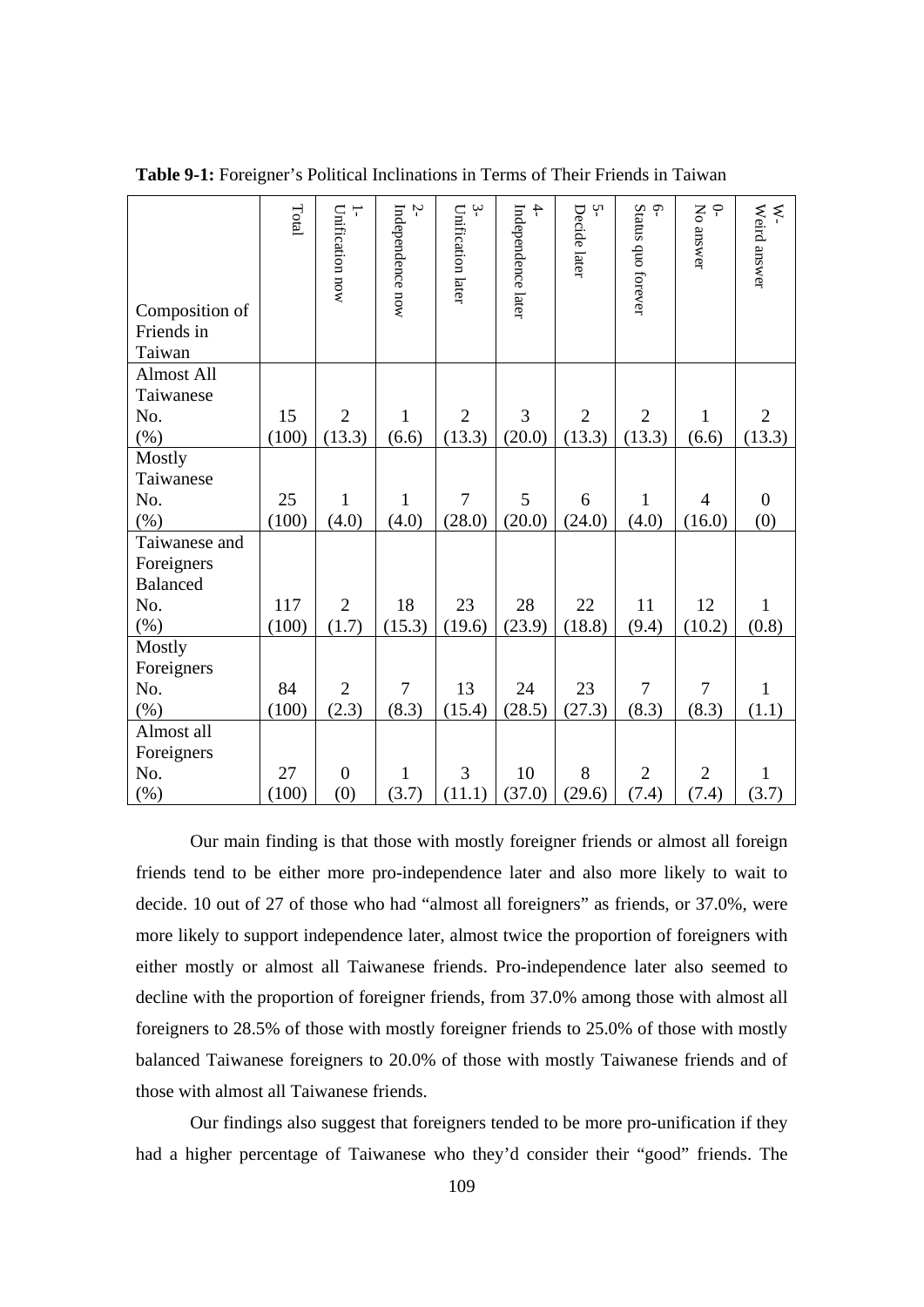**Table 9-1:** Foreigner's Political Inclinations in Terms of Their Friends in Taiwan

| Composition of Friends in Taiwan | Total | 1- Unification now | 2- Independence now | 3- Unification later | 4- Independence later | 5- Decide later | 6- Status quo forever | 0- No answer | W- Weird answer |
|---|---|---|---|---|---|---|---|---|---|
| Almost All Taiwanese | | | | | | | | | |
| No. | 15 | 2 | 1 | 2 | 3 | 2 | 2 | 1 | 2 |
| (%) | (100) | (13.3) | (6.6) | (13.3) | (20.0) | (13.3) | (13.3) | (6.6) | (13.3) |
| Mostly Taiwanese | | | | | | | | | |
| No. | 25 | 1 | 1 | 7 | 5 | 6 | 1 | 4 | 0 |
| (%) | (100) | (4.0) | (4.0) | (28.0) | (20.0) | (24.0) | (4.0) | (16.0) | (0) |
| Taiwanese and Foreigners Balanced | | | | | | | | | |
| No. | 117 | 2 | 18 | 23 | 28 | 22 | 11 | 12 | 1 |
| (%) | (100) | (1.7) | (15.3) | (19.6) | (23.9) | (18.8) | (9.4) | (10.2) | (0.8) |
| Mostly Foreigners | | | | | | | | | |
| No. | 84 | 2 | 7 | 13 | 24 | 23 | 7 | 7 | 1 |
| (%) | (100) | (2.3) | (8.3) | (15.4) | (28.5) | (27.3) | (8.3) | (8.3) | (1.1) |
| Almost all Foreigners | | | | | | | | | |
| No. | 27 | 0 | 1 | 3 | 10 | 8 | 2 | 2 | 1 |
| (%) | (100) | (0) | (3.7) | (11.1) | (37.0) | (29.6) | (7.4) | (7.4) | (3.7) |

Our main finding is that those with mostly foreigner friends or almost all foreign friends tend to be either more pro-independence later and also more likely to wait to decide. 10 out of 27 of those who had "almost all foreigners" as friends, or 37.0%, were more likely to support independence later, almost twice the proportion of foreigners with either mostly or almost all Taiwanese friends. Pro-independence later also seemed to decline with the proportion of foreigner friends, from 37.0% among those with almost all foreigners to 28.5% of those with mostly foreigner friends to 25.0% of those with mostly balanced Taiwanese foreigners to 20.0% of those with mostly Taiwanese friends and of those with almost all Taiwanese friends.

Our findings also suggest that foreigners tended to be more pro-unification if they had a higher percentage of Taiwanese who they'd consider their "good" friends. The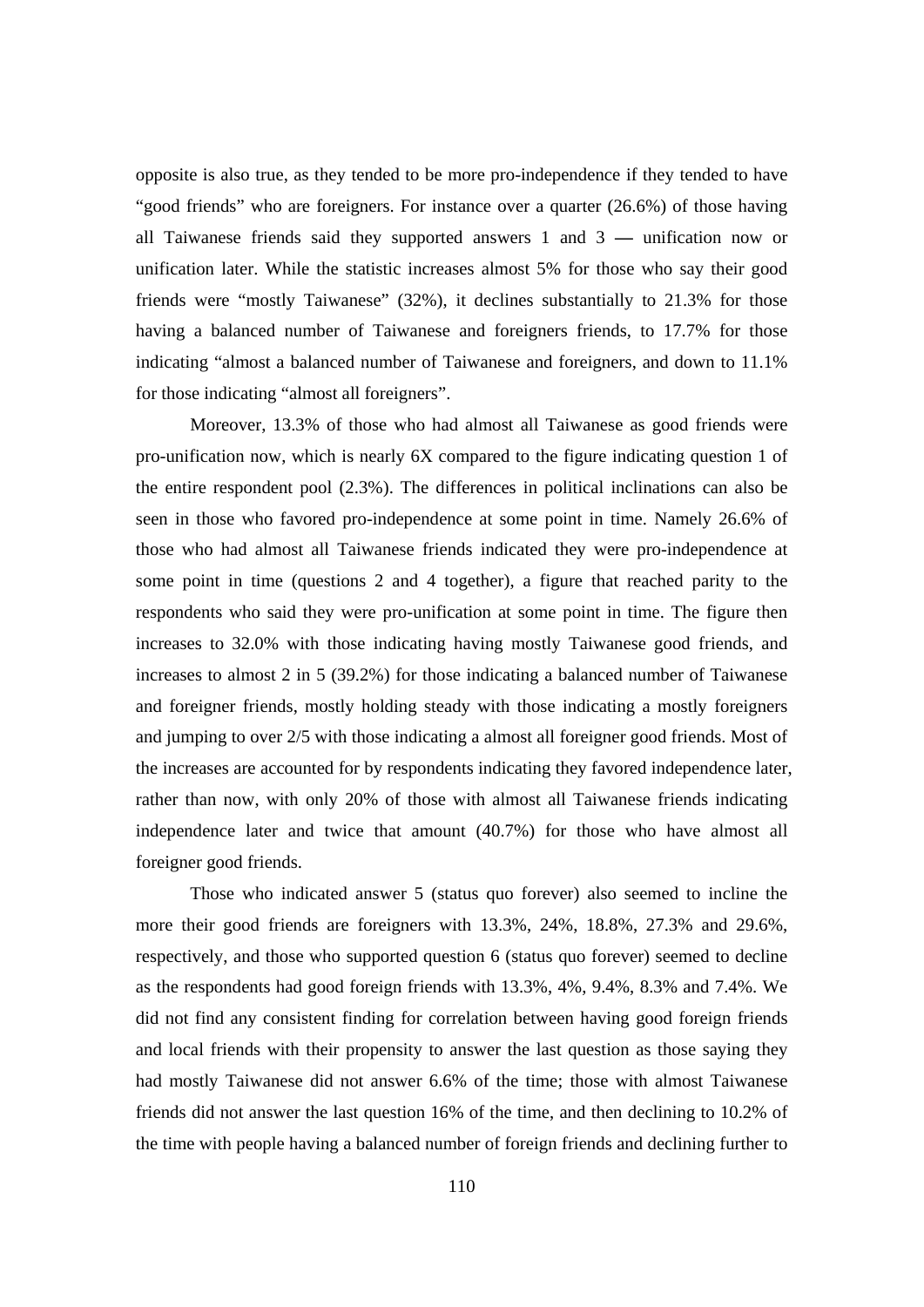opposite is also true, as they tended to be more pro-independence if they tended to have "good friends" who are foreigners. For instance over a quarter (26.6%) of those having all Taiwanese friends said they supported answers 1 and 3 — unification now or unification later. While the statistic increases almost 5% for those who say their good friends were "mostly Taiwanese" (32%), it declines substantially to 21.3% for those having a balanced number of Taiwanese and foreigners friends, to 17.7% for those indicating "almost a balanced number of Taiwanese and foreigners, and down to 11.1% for those indicating "almost all foreigners".

Moreover, 13.3% of those who had almost all Taiwanese as good friends were pro-unification now, which is nearly 6X compared to the figure indicating question 1 of the entire respondent pool (2.3%). The differences in political inclinations can also be seen in those who favored pro-independence at some point in time. Namely 26.6% of those who had almost all Taiwanese friends indicated they were pro-independence at some point in time (questions 2 and 4 together), a figure that reached parity to the respondents who said they were pro-unification at some point in time. The figure then increases to 32.0% with those indicating having mostly Taiwanese good friends, and increases to almost 2 in 5 (39.2%) for those indicating a balanced number of Taiwanese and foreigner friends, mostly holding steady with those indicating a mostly foreigners and jumping to over 2/5 with those indicating a almost all foreigner good friends. Most of the increases are accounted for by respondents indicating they favored independence later, rather than now, with only 20% of those with almost all Taiwanese friends indicating independence later and twice that amount (40.7%) for those who have almost all foreigner good friends.

Those who indicated answer 5 (status quo forever) also seemed to incline the more their good friends are foreigners with 13.3%, 24%, 18.8%, 27.3% and 29.6%, respectively, and those who supported question 6 (status quo forever) seemed to decline as the respondents had good foreign friends with 13.3%, 4%, 9.4%, 8.3% and 7.4%. We did not find any consistent finding for correlation between having good foreign friends and local friends with their propensity to answer the last question as those saying they had mostly Taiwanese did not answer 6.6% of the time; those with almost Taiwanese friends did not answer the last question 16% of the time, and then declining to 10.2% of the time with people having a balanced number of foreign friends and declining further to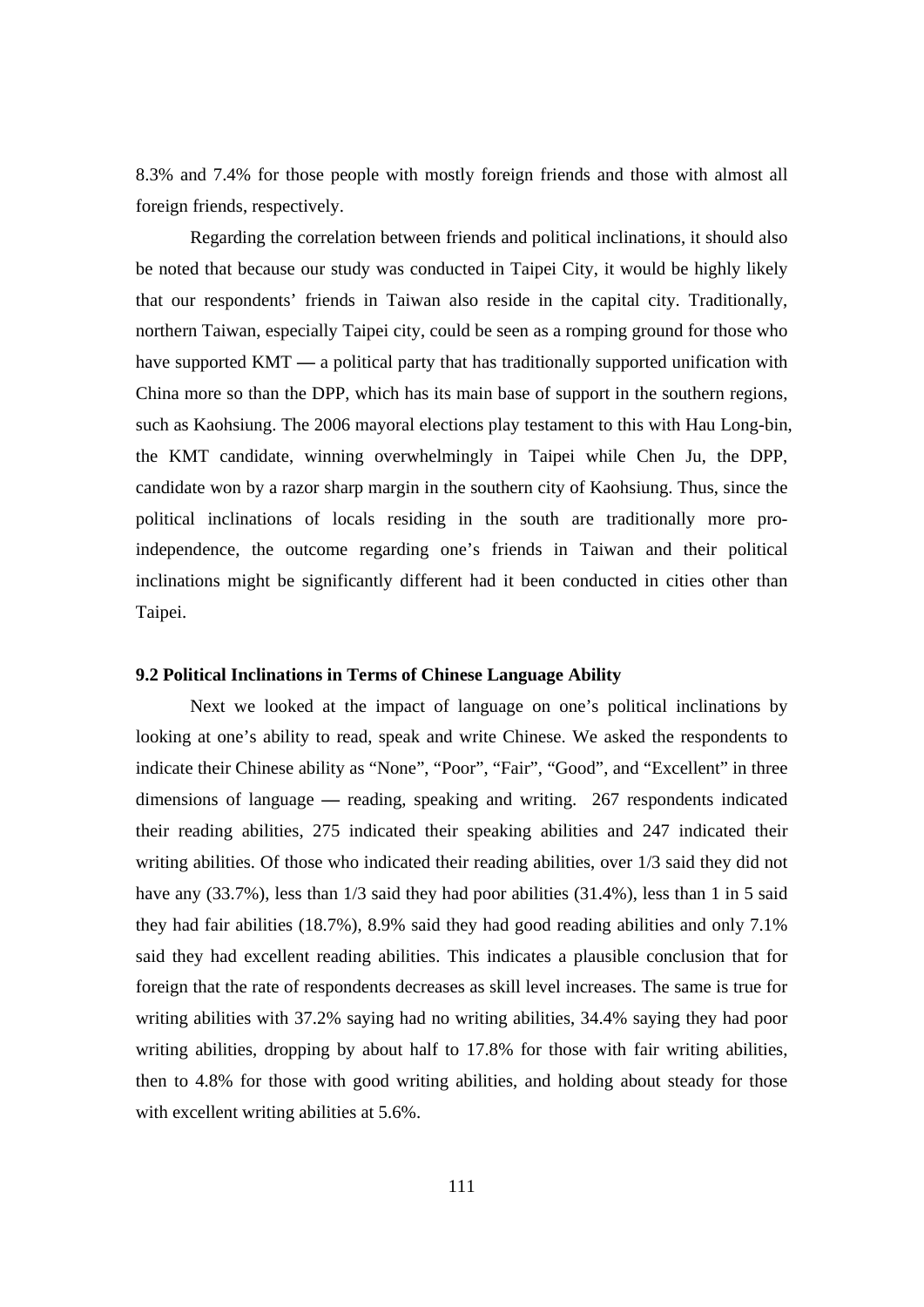8.3% and 7.4% for those people with mostly foreign friends and those with almost all foreign friends, respectively.

Regarding the correlation between friends and political inclinations, it should also be noted that because our study was conducted in Taipei City, it would be highly likely that our respondents' friends in Taiwan also reside in the capital city. Traditionally, northern Taiwan, especially Taipei city, could be seen as a romping ground for those who have supported KMT — a political party that has traditionally supported unification with China more so than the DPP, which has its main base of support in the southern regions, such as Kaohsiung. The 2006 mayoral elections play testament to this with Hau Long-bin, the KMT candidate, winning overwhelmingly in Taipei while Chen Ju, the DPP, candidate won by a razor sharp margin in the southern city of Kaohsiung. Thus, since the political inclinations of locals residing in the south are traditionally more pro-independence, the outcome regarding one's friends in Taiwan and their political inclinations might be significantly different had it been conducted in cities other than Taipei.

### 9.2 Political Inclinations in Terms of Chinese Language Ability

Next we looked at the impact of language on one's political inclinations by looking at one's ability to read, speak and write Chinese. We asked the respondents to indicate their Chinese ability as "None", "Poor", "Fair", "Good", and "Excellent" in three dimensions of language — reading, speaking and writing. 267 respondents indicated their reading abilities, 275 indicated their speaking abilities and 247 indicated their writing abilities. Of those who indicated their reading abilities, over 1/3 said they did not have any (33.7%), less than 1/3 said they had poor abilities (31.4%), less than 1 in 5 said they had fair abilities (18.7%), 8.9% said they had good reading abilities and only 7.1% said they had excellent reading abilities. This indicates a plausible conclusion that for foreign that the rate of respondents decreases as skill level increases. The same is true for writing abilities with 37.2% saying had no writing abilities, 34.4% saying they had poor writing abilities, dropping by about half to 17.8% for those with fair writing abilities, then to 4.8% for those with good writing abilities, and holding about steady for those with excellent writing abilities at 5.6%.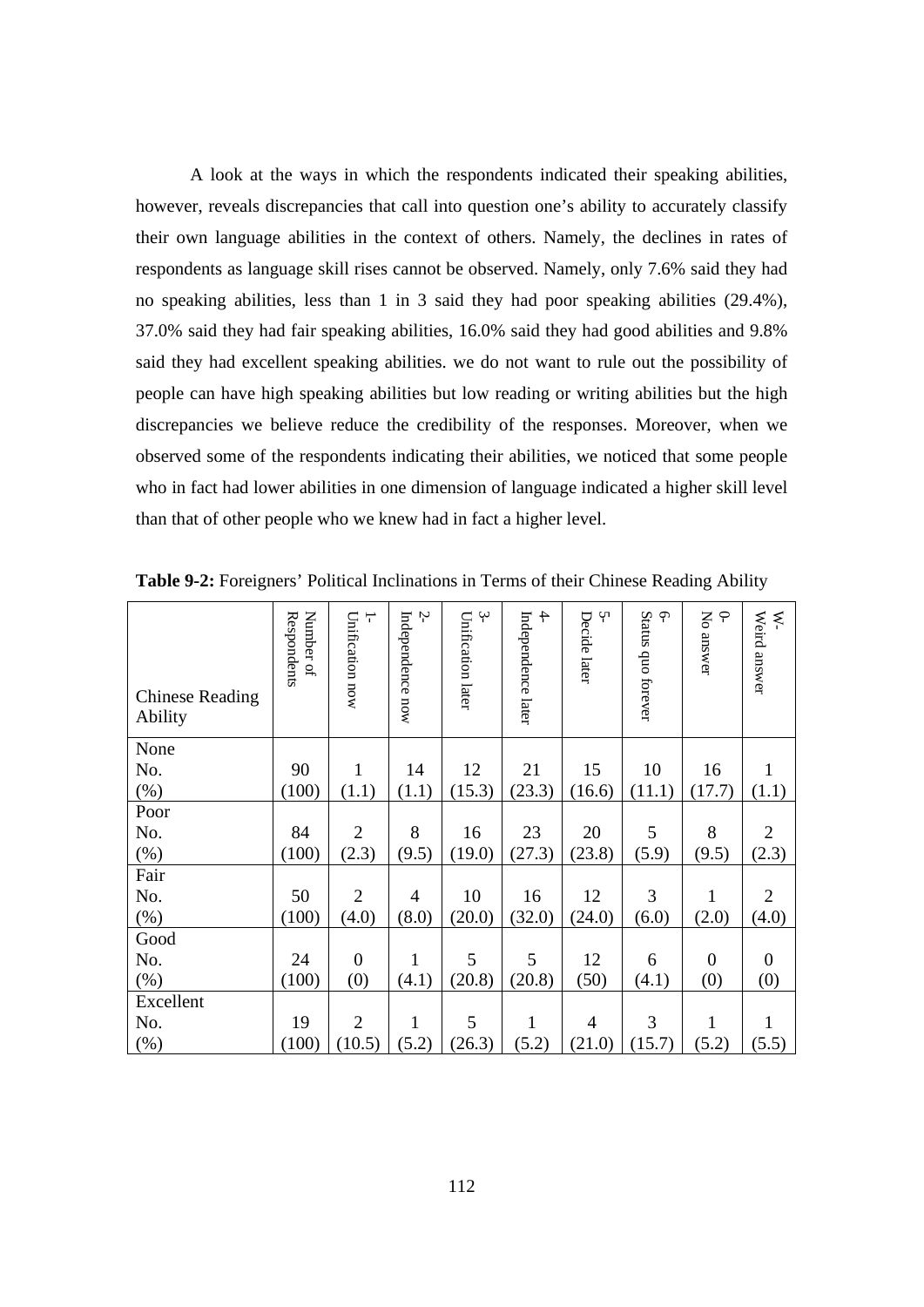A look at the ways in which the respondents indicated their speaking abilities, however, reveals discrepancies that call into question one's ability to accurately classify their own language abilities in the context of others. Namely, the declines in rates of respondents as language skill rises cannot be observed. Namely, only 7.6% said they had no speaking abilities, less than 1 in 3 said they had poor speaking abilities (29.4%), 37.0% said they had fair speaking abilities, 16.0% said they had good abilities and 9.8% said they had excellent speaking abilities. we do not want to rule out the possibility of people can have high speaking abilities but low reading or writing abilities but the high discrepancies we believe reduce the credibility of the responses. Moreover, when we observed some of the respondents indicating their abilities, we noticed that some people who in fact had lower abilities in one dimension of language indicated a higher skill level than that of other people who we knew had in fact a higher level.

**Table 9-2:** Foreigners' Political Inclinations in Terms of their Chinese Reading Ability

| Chinese Reading Ability | Number of Respondents | 1- Unification now | 2- Independence now | 3- Unification later | 4- Independence later | 5- Decide later | 6- Status quo forever | 0- No answer | W- Weird answer |
|---|---|---|---|---|---|---|---|---|---|
| None | | | | | | | | | |
| No. | 90 | 1 | 14 | 12 | 21 | 15 | 10 | 16 | 1 |
| (%) | (100) | (1.1) | (1.1) | (15.3) | (23.3) | (16.6) | (11.1) | (17.7) | (1.1) |
| Poor | | | | | | | | | |
| No. | 84 | 2 | 8 | 16 | 23 | 20 | 5 | 8 | 2 |
| (%) | (100) | (2.3) | (9.5) | (19.0) | (27.3) | (23.8) | (5.9) | (9.5) | (2.3) |
| Fair | | | | | | | | | |
| No. | 50 | 2 | 4 | 10 | 16 | 12 | 3 | 1 | 2 |
| (%) | (100) | (4.0) | (8.0) | (20.0) | (32.0) | (24.0) | (6.0) | (2.0) | (4.0) |
| Good | | | | | | | | | |
| No. | 24 | 0 | 1 | 5 | 5 | 12 | 6 | 0 | 0 |
| (%) | (100) | (0) | (4.1) | (20.8) | (20.8) | (50) | (4.1) | (0) | (0) |
| Excellent | | | | | | | | | |
| No. | 19 | 2 | 1 | 5 | 1 | 4 | 3 | 1 | 1 |
| (%) | (100) | (10.5) | (5.2) | (26.3) | (5.2) | (21.0) | (15.7) | (5.2) | (5.5) |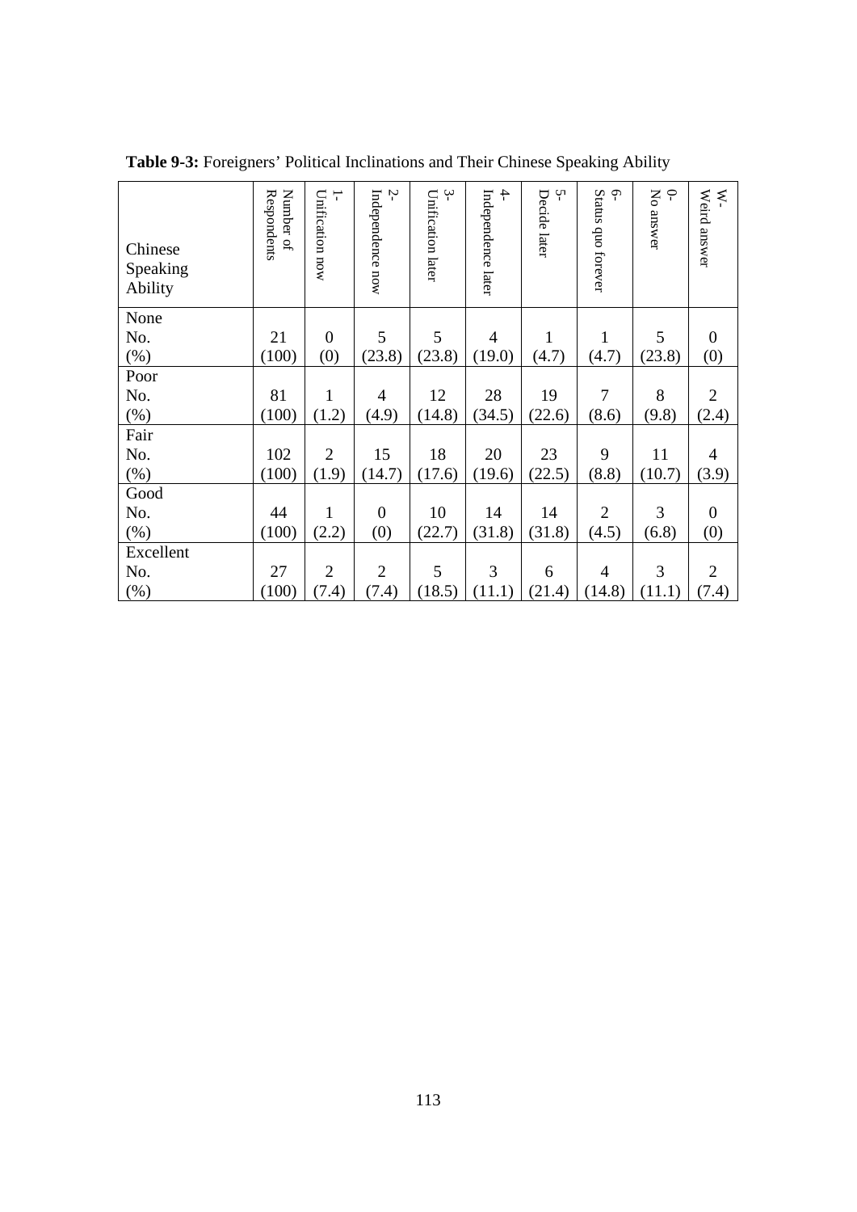**Table 9-3:** Foreigners' Political Inclinations and Their Chinese Speaking Ability

| Chinese Speaking Ability | Number of Respondents | 1- Unification now | 2- Independence now | 3- Unification later | 4- Independence later | 5- Decide later | 6- Status quo forever | 0- No answer | W- Weird answer |
|---|---|---|---|---|---|---|---|---|---|
| None | | | | | | | | | |
| No. | 21 | 0 | 5 | 5 | 4 | 1 | 1 | 5 | 0 |
| (%) | (100) | (0) | (23.8) | (23.8) | (19.0) | (4.7) | (4.7) | (23.8) | (0) |
| Poor | | | | | | | | | |
| No. | 81 | 1 | 4 | 12 | 28 | 19 | 7 | 8 | 2 |
| (%) | (100) | (1.2) | (4.9) | (14.8) | (34.5) | (22.6) | (8.6) | (9.8) | (2.4) |
| Fair | | | | | | | | | |
| No. | 102 | 2 | 15 | 18 | 20 | 23 | 9 | 11 | 4 |
| (%) | (100) | (1.9) | (14.7) | (17.6) | (19.6) | (22.5) | (8.8) | (10.7) | (3.9) |
| Good | | | | | | | | | |
| No. | 44 | 1 | 0 | 10 | 14 | 14 | 2 | 3 | 0 |
| (%) | (100) | (2.2) | (0) | (22.7) | (31.8) | (31.8) | (4.5) | (6.8) | (0) |
| Excellent | | | | | | | | | |
| No. | 27 | 2 | 2 | 5 | 3 | 6 | 4 | 3 | 2 |
| (%) | (100) | (7.4) | (7.4) | (18.5) | (11.1) | (21.4) | (14.8) | (11.1) | (7.4) |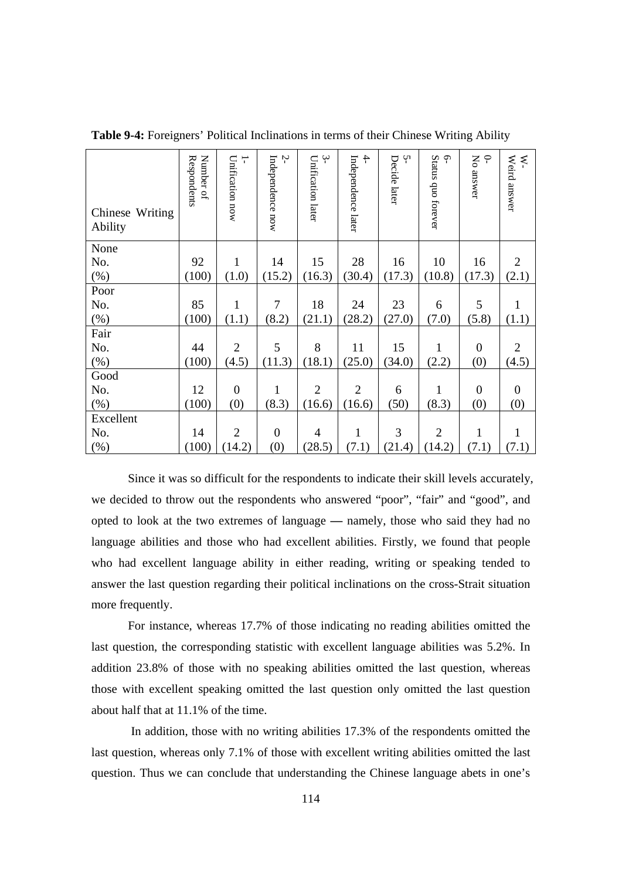**Table 9-4:** Foreigners' Political Inclinations in terms of their Chinese Writing Ability

| Chinese Writing Ability | Number of Respondents | 1- Unification now | 2- Independence now | 3- Unification later | 4- Independence later | 5- Decide later | 6- Status quo forever | 0- No answer | W- Weird answer |
|---|---|---|---|---|---|---|---|---|---|
| None | | | | | | | | | |
| No. | 92 | 1 | 14 | 15 | 28 | 16 | 10 | 16 | 2 |
| (%) | (100) | (1.0) | (15.2) | (16.3) | (30.4) | (17.3) | (10.8) | (17.3) | (2.1) |
| Poor | | | | | | | | | |
| No. | 85 | 1 | 7 | 18 | 24 | 23 | 6 | 5 | 1 |
| (%) | (100) | (1.1) | (8.2) | (21.1) | (28.2) | (27.0) | (7.0) | (5.8) | (1.1) |
| Fair | | | | | | | | | |
| No. | 44 | 2 | 5 | 8 | 11 | 15 | 1 | 0 | 2 |
| (%) | (100) | (4.5) | (11.3) | (18.1) | (25.0) | (34.0) | (2.2) | (0) | (4.5) |
| Good | | | | | | | | | |
| No. | 12 | 0 | 1 | 2 | 2 | 6 | 1 | 0 | 0 |
| (%) | (100) | (0) | (8.3) | (16.6) | (16.6) | (50) | (8.3) | (0) | (0) |
| Excellent | | | | | | | | | |
| No. | 14 | 2 | 0 | 4 | 1 | 3 | 2 | 1 | 1 |
| (%) | (100) | (14.2) | (0) | (28.5) | (7.1) | (21.4) | (14.2) | (7.1) | (7.1) |

Since it was so difficult for the respondents to indicate their skill levels accurately, we decided to throw out the respondents who answered "poor", "fair" and "good", and opted to look at the two extremes of language — namely, those who said they had no language abilities and those who had excellent abilities. Firstly, we found that people who had excellent language ability in either reading, writing or speaking tended to answer the last question regarding their political inclinations on the cross-Strait situation more frequently.

For instance, whereas 17.7% of those indicating no reading abilities omitted the last question, the corresponding statistic with excellent language abilities was 5.2%. In addition 23.8% of those with no speaking abilities omitted the last question, whereas those with excellent speaking omitted the last question only omitted the last question about half that at 11.1% of the time.

In addition, those with no writing abilities 17.3% of the respondents omitted the last question, whereas only 7.1% of those with excellent writing abilities omitted the last question. Thus we can conclude that understanding the Chinese language abets in one's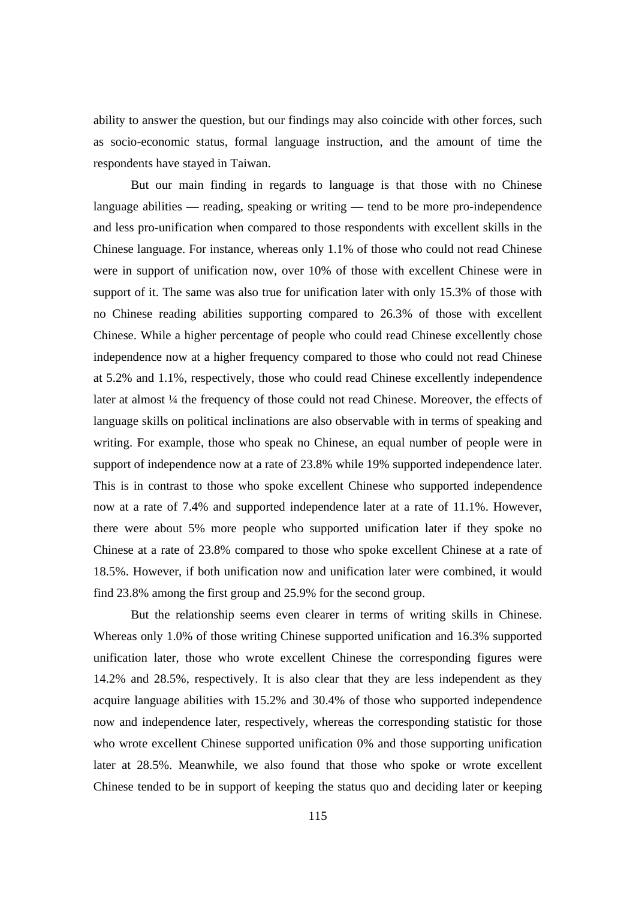ability to answer the question, but our findings may also coincide with other forces, such as socio-economic status, formal language instruction, and the amount of time the respondents have stayed in Taiwan.

But our main finding in regards to language is that those with no Chinese language abilities — reading, speaking or writing — tend to be more pro-independence and less pro-unification when compared to those respondents with excellent skills in the Chinese language. For instance, whereas only 1.1% of those who could not read Chinese were in support of unification now, over 10% of those with excellent Chinese were in support of it. The same was also true for unification later with only 15.3% of those with no Chinese reading abilities supporting compared to 26.3% of those with excellent Chinese. While a higher percentage of people who could read Chinese excellently chose independence now at a higher frequency compared to those who could not read Chinese at 5.2% and 1.1%, respectively, those who could read Chinese excellently independence later at almost ¼ the frequency of those could not read Chinese. Moreover, the effects of language skills on political inclinations are also observable with in terms of speaking and writing. For example, those who speak no Chinese, an equal number of people were in support of independence now at a rate of 23.8% while 19% supported independence later. This is in contrast to those who spoke excellent Chinese who supported independence now at a rate of 7.4% and supported independence later at a rate of 11.1%. However, there were about 5% more people who supported unification later if they spoke no Chinese at a rate of 23.8% compared to those who spoke excellent Chinese at a rate of 18.5%. However, if both unification now and unification later were combined, it would find 23.8% among the first group and 25.9% for the second group.

But the relationship seems even clearer in terms of writing skills in Chinese. Whereas only 1.0% of those writing Chinese supported unification and 16.3% supported unification later, those who wrote excellent Chinese the corresponding figures were 14.2% and 28.5%, respectively. It is also clear that they are less independent as they acquire language abilities with 15.2% and 30.4% of those who supported independence now and independence later, respectively, whereas the corresponding statistic for those who wrote excellent Chinese supported unification 0% and those supporting unification later at 28.5%. Meanwhile, we also found that those who spoke or wrote excellent Chinese tended to be in support of keeping the status quo and deciding later or keeping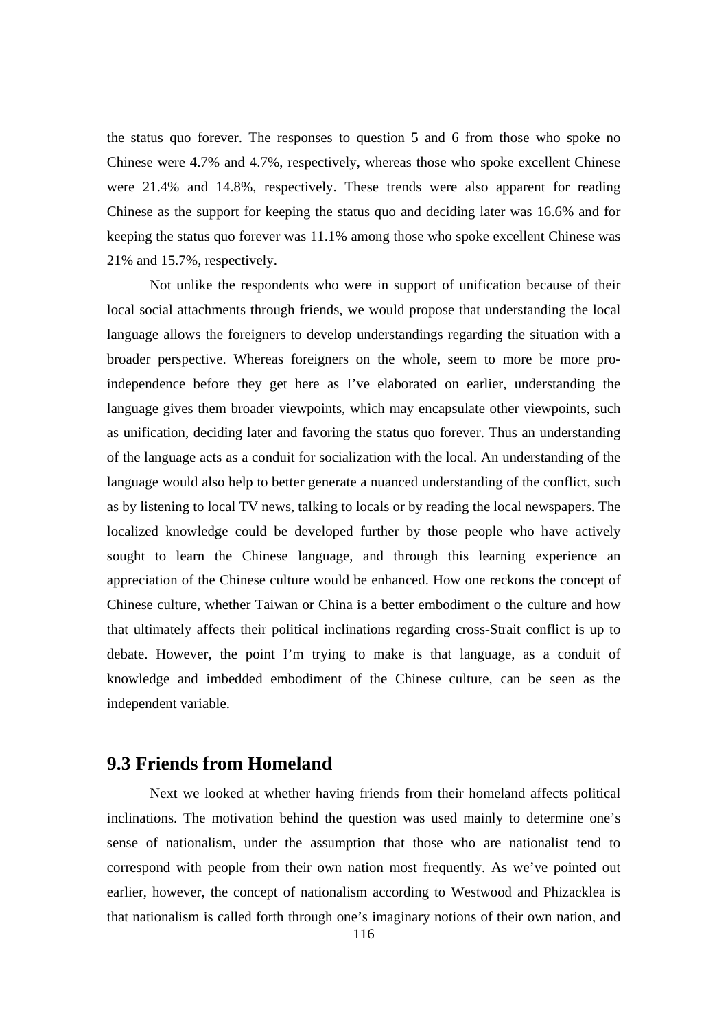the status quo forever. The responses to question 5 and 6 from those who spoke no Chinese were 4.7% and 4.7%, respectively, whereas those who spoke excellent Chinese were 21.4% and 14.8%, respectively. These trends were also apparent for reading Chinese as the support for keeping the status quo and deciding later was 16.6% and for keeping the status quo forever was 11.1% among those who spoke excellent Chinese was 21% and 15.7%, respectively.

Not unlike the respondents who were in support of unification because of their local social attachments through friends, we would propose that understanding the local language allows the foreigners to develop understandings regarding the situation with a broader perspective. Whereas foreigners on the whole, seem to more be more pro-independence before they get here as I've elaborated on earlier, understanding the language gives them broader viewpoints, which may encapsulate other viewpoints, such as unification, deciding later and favoring the status quo forever. Thus an understanding of the language acts as a conduit for socialization with the local. An understanding of the language would also help to better generate a nuanced understanding of the conflict, such as by listening to local TV news, talking to locals or by reading the local newspapers. The localized knowledge could be developed further by those people who have actively sought to learn the Chinese language, and through this learning experience an appreciation of the Chinese culture would be enhanced. How one reckons the concept of Chinese culture, whether Taiwan or China is a better embodiment o the culture and how that ultimately affects their political inclinations regarding cross-Strait conflict is up to debate. However, the point I'm trying to make is that language, as a conduit of knowledge and imbedded embodiment of the Chinese culture, can be seen as the independent variable.

## 9.3 Friends from Homeland

Next we looked at whether having friends from their homeland affects political inclinations. The motivation behind the question was used mainly to determine one's sense of nationalism, under the assumption that those who are nationalist tend to correspond with people from their own nation most frequently. As we've pointed out earlier, however, the concept of nationalism according to Westwood and Phizacklea is that nationalism is called forth through one's imaginary notions of their own nation, and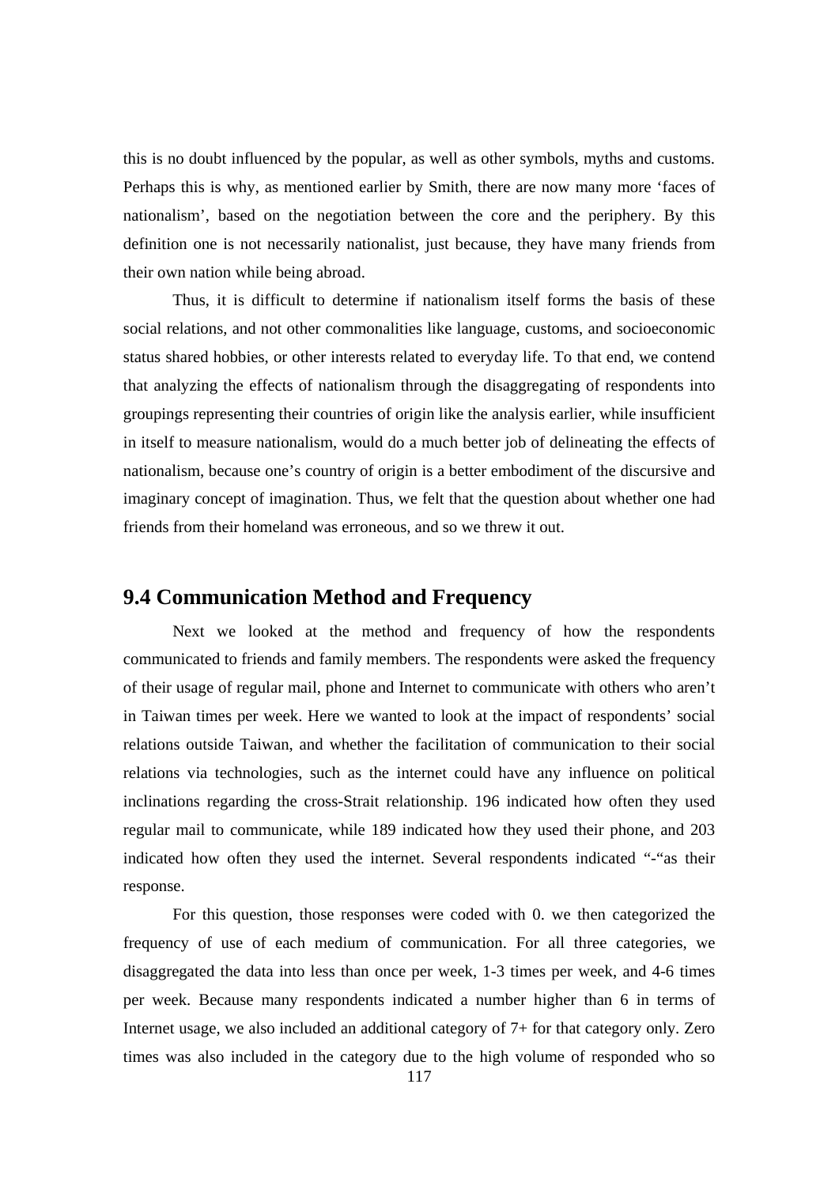this is no doubt influenced by the popular, as well as other symbols, myths and customs. Perhaps this is why, as mentioned earlier by Smith, there are now many more ‘faces of nationalism’, based on the negotiation between the core and the periphery. By this definition one is not necessarily nationalist, just because, they have many friends from their own nation while being abroad.

Thus, it is difficult to determine if nationalism itself forms the basis of these social relations, and not other commonalities like language, customs, and socioeconomic status shared hobbies, or other interests related to everyday life. To that end, we contend that analyzing the effects of nationalism through the disaggregating of respondents into groupings representing their countries of origin like the analysis earlier, while insufficient in itself to measure nationalism, would do a much better job of delineating the effects of nationalism, because one’s country of origin is a better embodiment of the discursive and imaginary concept of imagination. Thus, we felt that the question about whether one had friends from their homeland was erroneous, and so we threw it out.

## 9.4 Communication Method and Frequency

Next we looked at the method and frequency of how the respondents communicated to friends and family members. The respondents were asked the frequency of their usage of regular mail, phone and Internet to communicate with others who aren’t in Taiwan times per week. Here we wanted to look at the impact of respondents’ social relations outside Taiwan, and whether the facilitation of communication to their social relations via technologies, such as the internet could have any influence on political inclinations regarding the cross-Strait relationship. 196 indicated how often they used regular mail to communicate, while 189 indicated how they used their phone, and 203 indicated how often they used the internet. Several respondents indicated “-“as their response.

For this question, those responses were coded with 0. we then categorized the frequency of use of each medium of communication. For all three categories, we disaggregated the data into less than once per week, 1-3 times per week, and 4-6 times per week. Because many respondents indicated a number higher than 6 in terms of Internet usage, we also included an additional category of 7+ for that category only. Zero times was also included in the category due to the high volume of responded who so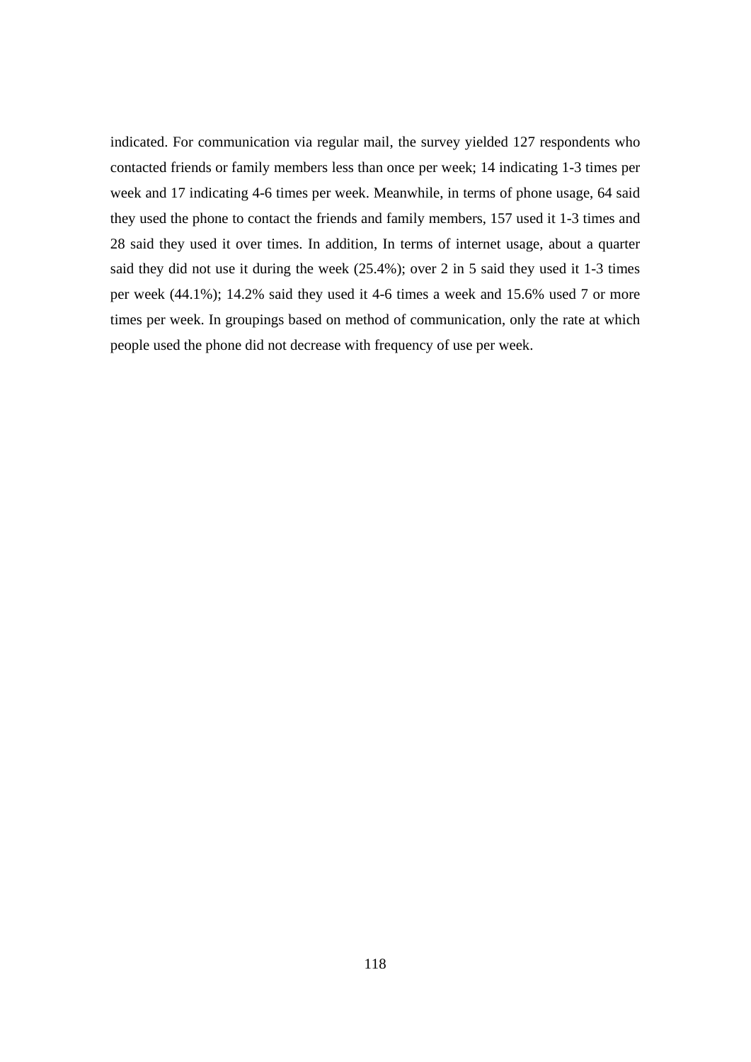indicated. For communication via regular mail, the survey yielded 127 respondents who contacted friends or family members less than once per week; 14 indicating 1-3 times per week and 17 indicating 4-6 times per week. Meanwhile, in terms of phone usage, 64 said they used the phone to contact the friends and family members, 157 used it 1-3 times and 28 said they used it over times. In addition, In terms of internet usage, about a quarter said they did not use it during the week (25.4%); over 2 in 5 said they used it 1-3 times per week (44.1%); 14.2% said they used it 4-6 times a week and 15.6% used 7 or more times per week. In groupings based on method of communication, only the rate at which people used the phone did not decrease with frequency of use per week.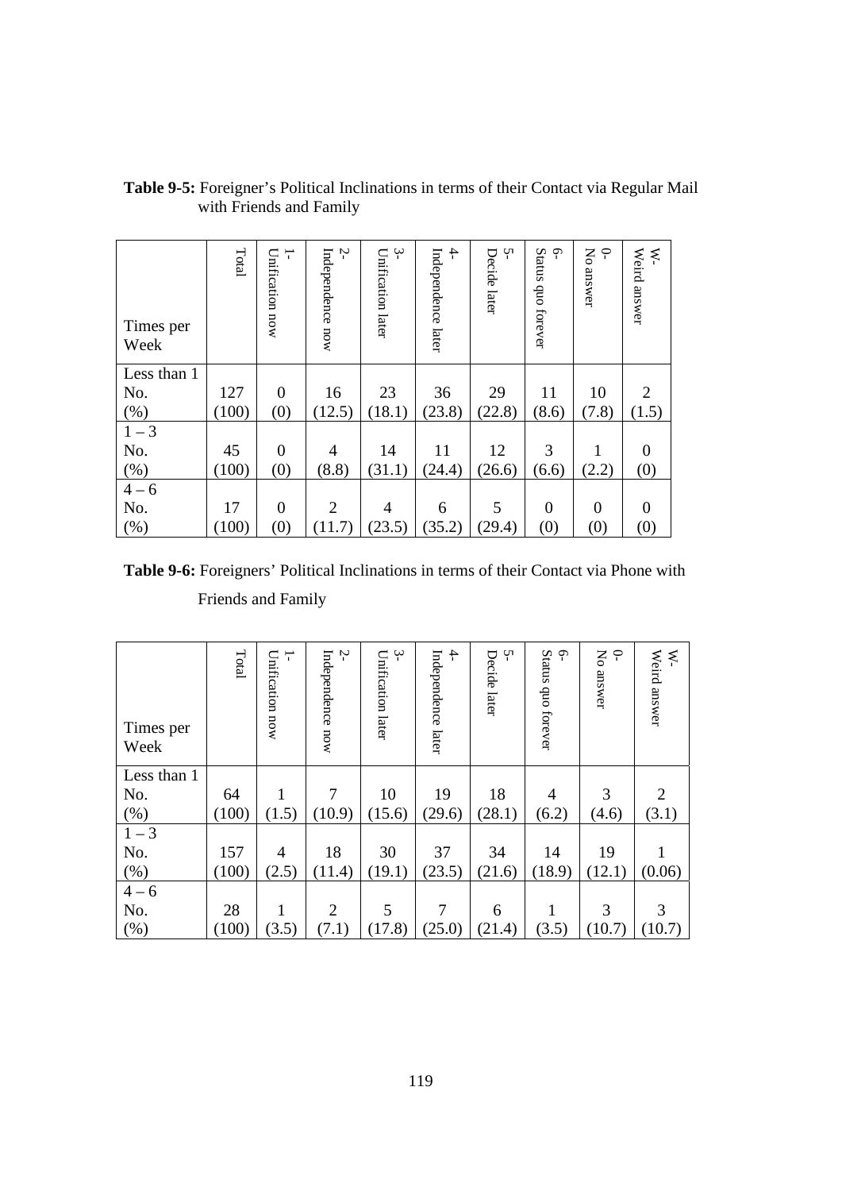**Table 9-5:** Foreigner's Political Inclinations in terms of their Contact via Regular Mail with Friends and Family

| Times per Week | Total | 1- Unification now | 2- Independence now | 3- Unification later | 4- Independence later | 5- Decide later | 6- Status quo forever | 0- No answer | W- Weird answer |
|---|---|---|---|---|---|---|---|---|---|
| Less than 1 | | | | | | | | | |
| No. | 127 | 0 | 16 | 23 | 36 | 29 | 11 | 10 | 2 |
| (%) | (100) | (0) | (12.5) | (18.1) | (23.8) | (22.8) | (8.6) | (7.8) | (1.5) |
| 1 – 3 | | | | | | | | | |
| No. | 45 | 0 | 4 | 14 | 11 | 12 | 3 | 1 | 0 |
| (%) | (100) | (0) | (8.8) | (31.1) | (24.4) | (26.6) | (6.6) | (2.2) | (0) |
| 4 – 6 | | | | | | | | | |
| No. | 17 | 0 | 2 | 4 | 6 | 5 | 0 | 0 | 0 |
| (%) | (100) | (0) | (11.7) | (23.5) | (35.2) | (29.4) | (0) | (0) | (0) |

**Table 9-6:** Foreigners' Political Inclinations in terms of their Contact via Phone with Friends and Family

| Times per Week | Total | 1- Unification now | 2- Independence now | 3- Unification later | 4- Independence later | 5- Decide later | 6- Status quo forever | 0- No answer | W- Weird answer |
|---|---|---|---|---|---|---|---|---|---|
| Less than 1 | | | | | | | | | |
| No. | 64 | 1 | 7 | 10 | 19 | 18 | 4 | 3 | 2 |
| (%) | (100) | (1.5) | (10.9) | (15.6) | (29.6) | (28.1) | (6.2) | (4.6) | (3.1) |
| 1 – 3 | | | | | | | | | |
| No. | 157 | 4 | 18 | 30 | 37 | 34 | 14 | 19 | 1 |
| (%) | (100) | (2.5) | (11.4) | (19.1) | (23.5) | (21.6) | (18.9) | (12.1) | (0.06) |
| 4 – 6 | | | | | | | | | |
| No. | 28 | 1 | 2 | 5 | 7 | 6 | 1 | 3 | 3 |
| (%) | (100) | (3.5) | (7.1) | (17.8) | (25.0) | (21.4) | (3.5) | (10.7) | (10.7) |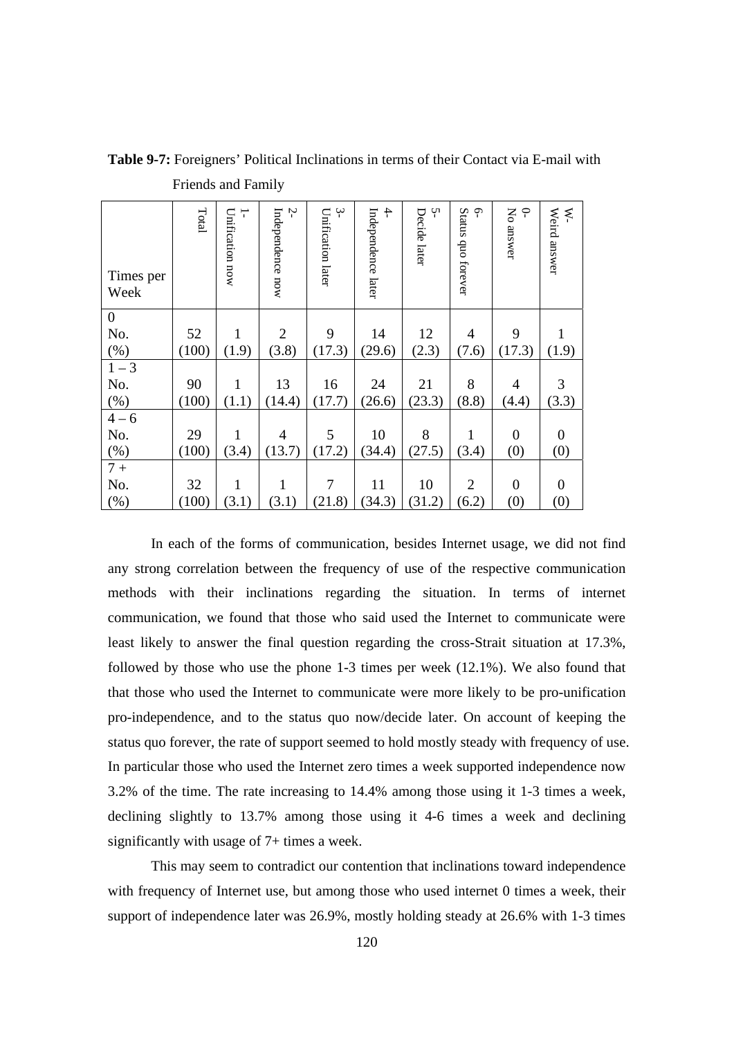**Table 9-7:** Foreigners' Political Inclinations in terms of their Contact via E-mail with Friends and Family

| Times per Week | Total | 1- Unification now | 2- Independence now | 3- Unification later | 4- Independence later | 5- Decide later | 6- Status quo forever | 0- No answer | W- Weird answer |
|---|---|---|---|---|---|---|---|---|---|
| 0 | | | | | | | | | |
| No. | 52 | 1 | 2 | 9 | 14 | 12 | 4 | 9 | 1 |
| (%) | (100) | (1.9) | (3.8) | (17.3) | (29.6) | (2.3) | (7.6) | (17.3) | (1.9) |
| 1 – 3 | | | | | | | | | |
| No. | 90 | 1 | 13 | 16 | 24 | 21 | 8 | 4 | 3 |
| (%) | (100) | (1.1) | (14.4) | (17.7) | (26.6) | (23.3) | (8.8) | (4.4) | (3.3) |
| 4 – 6 | | | | | | | | | |
| No. | 29 | 1 | 4 | 5 | 10 | 8 | 1 | 0 | 0 |
| (%) | (100) | (3.4) | (13.7) | (17.2) | (34.4) | (27.5) | (3.4) | (0) | (0) |
| 7 + | | | | | | | | | |
| No. | 32 | 1 | 1 | 7 | 11 | 10 | 2 | 0 | 0 |
| (%) | (100) | (3.1) | (3.1) | (21.8) | (34.3) | (31.2) | (6.2) | (0) | (0) |

In each of the forms of communication, besides Internet usage, we did not find any strong correlation between the frequency of use of the respective communication methods with their inclinations regarding the situation. In terms of internet communication, we found that those who said used the Internet to communicate were least likely to answer the final question regarding the cross-Strait situation at 17.3%, followed by those who use the phone 1-3 times per week (12.1%). We also found that that those who used the Internet to communicate were more likely to be pro-unification pro-independence, and to the status quo now/decide later. On account of keeping the status quo forever, the rate of support seemed to hold mostly steady with frequency of use. In particular those who used the Internet zero times a week supported independence now 3.2% of the time. The rate increasing to 14.4% among those using it 1-3 times a week, declining slightly to 13.7% among those using it 4-6 times a week and declining significantly with usage of 7+ times a week.

This may seem to contradict our contention that inclinations toward independence with frequency of Internet use, but among those who used internet 0 times a week, their support of independence later was 26.9%, mostly holding steady at 26.6% with 1-3 times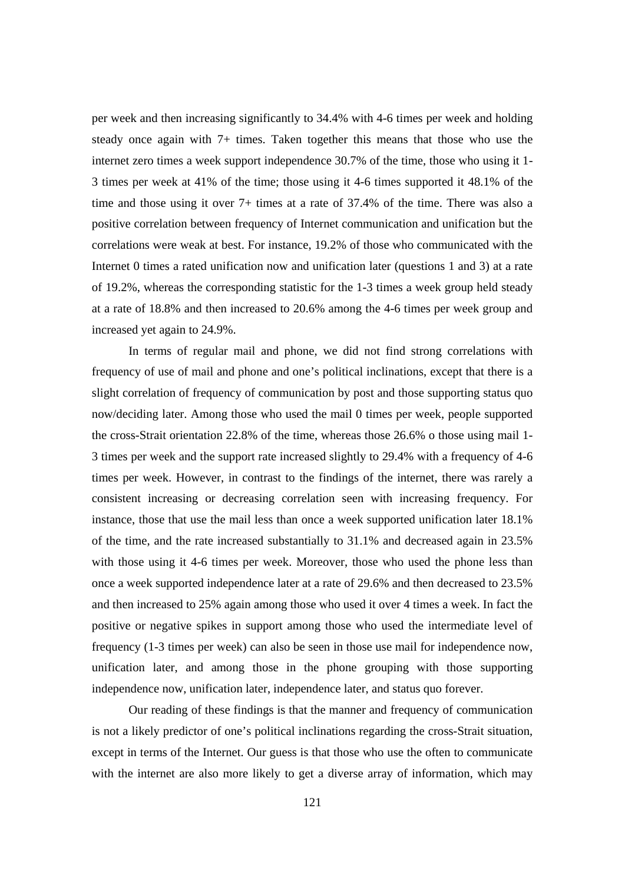per week and then increasing significantly to 34.4% with 4-6 times per week and holding steady once again with 7+ times. Taken together this means that those who use the internet zero times a week support independence 30.7% of the time, those who using it 1-3 times per week at 41% of the time; those using it 4-6 times supported it 48.1% of the time and those using it over 7+ times at a rate of 37.4% of the time. There was also a positive correlation between frequency of Internet communication and unification but the correlations were weak at best. For instance, 19.2% of those who communicated with the Internet 0 times a rated unification now and unification later (questions 1 and 3) at a rate of 19.2%, whereas the corresponding statistic for the 1-3 times a week group held steady at a rate of 18.8% and then increased to 20.6% among the 4-6 times per week group and increased yet again to 24.9%.

In terms of regular mail and phone, we did not find strong correlations with frequency of use of mail and phone and one's political inclinations, except that there is a slight correlation of frequency of communication by post and those supporting status quo now/deciding later. Among those who used the mail 0 times per week, people supported the cross-Strait orientation 22.8% of the time, whereas those 26.6% o those using mail 1-3 times per week and the support rate increased slightly to 29.4% with a frequency of 4-6 times per week. However, in contrast to the findings of the internet, there was rarely a consistent increasing or decreasing correlation seen with increasing frequency. For instance, those that use the mail less than once a week supported unification later 18.1% of the time, and the rate increased substantially to 31.1% and decreased again in 23.5% with those using it 4-6 times per week. Moreover, those who used the phone less than once a week supported independence later at a rate of 29.6% and then decreased to 23.5% and then increased to 25% again among those who used it over 4 times a week. In fact the positive or negative spikes in support among those who used the intermediate level of frequency (1-3 times per week) can also be seen in those use mail for independence now, unification later, and among those in the phone grouping with those supporting independence now, unification later, independence later, and status quo forever.

Our reading of these findings is that the manner and frequency of communication is not a likely predictor of one's political inclinations regarding the cross-Strait situation, except in terms of the Internet. Our guess is that those who use the often to communicate with the internet are also more likely to get a diverse array of information, which may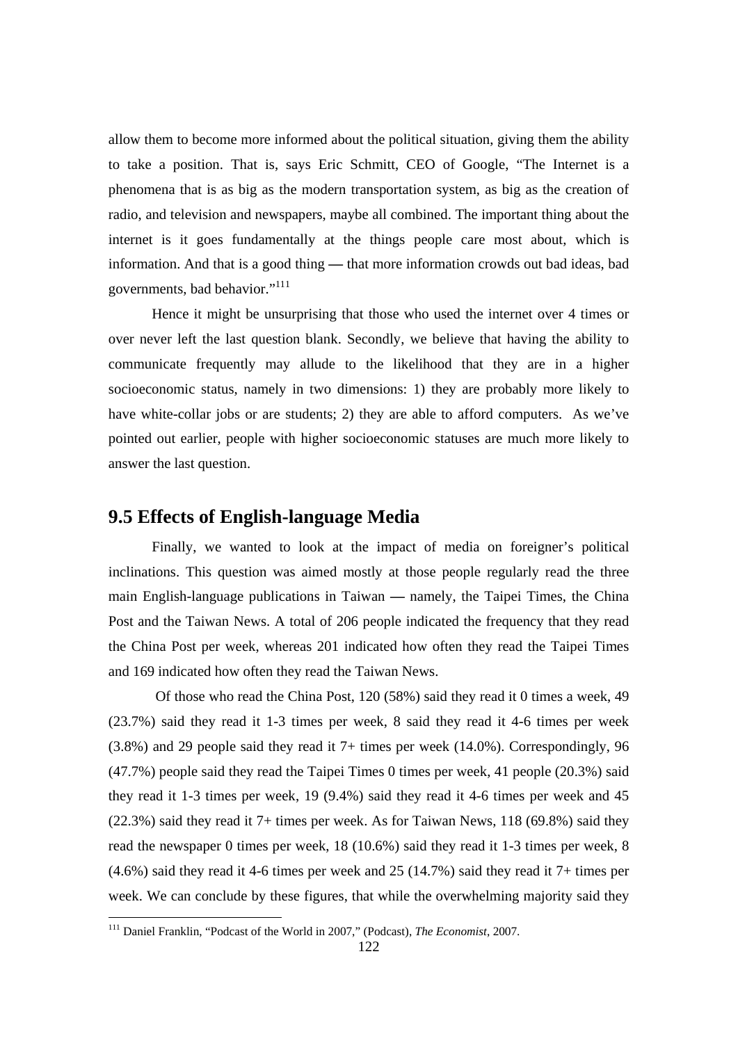allow them to become more informed about the political situation, giving them the ability to take a position. That is, says Eric Schmitt, CEO of Google, "The Internet is a phenomena that is as big as the modern transportation system, as big as the creation of radio, and television and newspapers, maybe all combined. The important thing about the internet is it goes fundamentally at the things people care most about, which is information. And that is a good thing — that more information crowds out bad ideas, bad governments, bad behavior."[111]

Hence it might be unsurprising that those who used the internet over 4 times or over never left the last question blank. Secondly, we believe that having the ability to communicate frequently may allude to the likelihood that they are in a higher socioeconomic status, namely in two dimensions: 1) they are probably more likely to have white-collar jobs or are students; 2) they are able to afford computers. As we've pointed out earlier, people with higher socioeconomic statuses are much more likely to answer the last question.

## 9.5 Effects of English-language Media

Finally, we wanted to look at the impact of media on foreigner's political inclinations. This question was aimed mostly at those people regularly read the three main English-language publications in Taiwan — namely, the Taipei Times, the China Post and the Taiwan News. A total of 206 people indicated the frequency that they read the China Post per week, whereas 201 indicated how often they read the Taipei Times and 169 indicated how often they read the Taiwan News.

Of those who read the China Post, 120 (58%) said they read it 0 times a week, 49 (23.7%) said they read it 1-3 times per week, 8 said they read it 4-6 times per week (3.8%) and 29 people said they read it 7+ times per week (14.0%). Correspondingly, 96 (47.7%) people said they read the Taipei Times 0 times per week, 41 people (20.3%) said they read it 1-3 times per week, 19 (9.4%) said they read it 4-6 times per week and 45 (22.3%) said they read it 7+ times per week. As for Taiwan News, 118 (69.8%) said they read the newspaper 0 times per week, 18 (10.6%) said they read it 1-3 times per week, 8 (4.6%) said they read it 4-6 times per week and 25 (14.7%) said they read it 7+ times per week. We can conclude by these figures, that while the overwhelming majority said they

[111] Daniel Franklin, "Podcast of the World in 2007," (Podcast), *The Economist*, 2007.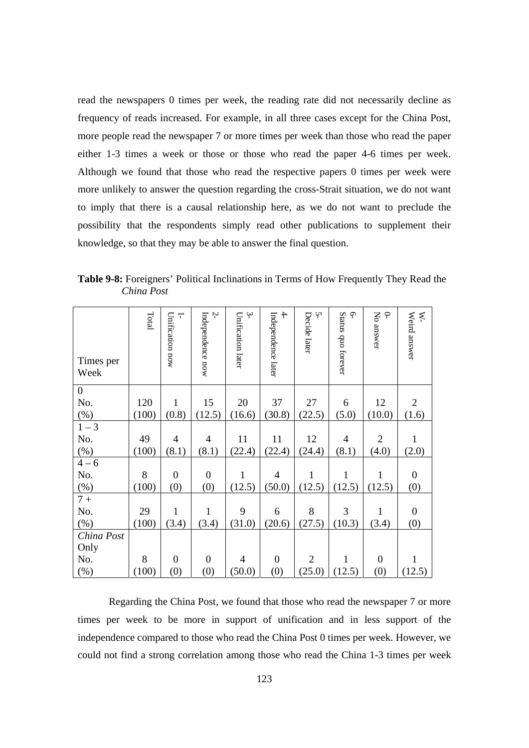read the newspapers 0 times per week, the reading rate did not necessarily decline as frequency of reads increased. For example, in all three cases except for the China Post, more people read the newspaper 7 or more times per week than those who read the paper either 1-3 times a week or those or those who read the paper 4-6 times per week. Although we found that those who read the respective papers 0 times per week were more unlikely to answer the question regarding the cross-Strait situation, we do not want to imply that there is a causal relationship here, as we do not want to preclude the possibility that the respondents simply read other publications to supplement their knowledge, so that they may be able to answer the final question.

**Table 9-8:** Foreigners' Political Inclinations in Terms of How Frequently They Read the *China Post*

| Times per Week | Total | 1- Unification now | 2- Independence now | 3- Unification later | 4- Independence later | 5- Decide later | 6- Status quo forever | 0- No answer | W- Weird answer |
|---|---|---|---|---|---|---|---|---|---|
| 0 | | | | | | | | | |
| No. | 120 | 1 | 15 | 20 | 37 | 27 | 6 | 12 | 2 |
| (%) | (100) | (0.8) | (12.5) | (16.6) | (30.8) | (22.5) | (5.0) | (10.0) | (1.6) |
| 1 – 3 | | | | | | | | | |
| No. | 49 | 4 | 4 | 11 | 11 | 12 | 4 | 2 | 1 |
| (%) | (100) | (8.1) | (8.1) | (22.4) | (22.4) | (24.4) | (8.1) | (4.0) | (2.0) |
| 4 – 6 | | | | | | | | | |
| No. | 8 | 0 | 0 | 1 | 4 | 1 | 1 | 1 | 0 |
| (%) | (100) | (0) | (0) | (12.5) | (50.0) | (12.5) | (12.5) | (12.5) | (0) |
| 7 + | | | | | | | | | |
| No. | 29 | 1 | 1 | 9 | 6 | 8 | 3 | 1 | 0 |
| (%) | (100) | (3.4) | (3.4) | (31.0) | (20.6) | (27.5) | (10.3) | (3.4) | (0) |
| *China Post* Only | | | | | | | | | |
| No. | 8 | 0 | 0 | 4 | 0 | 2 | 1 | 0 | 1 |
| (%) | (100) | (0) | (0) | (50.0) | (0) | (25.0) | (12.5) | (0) | (12.5) |

Regarding the China Post, we found that those who read the newspaper 7 or more times per week to be more in support of unification and in less support of the independence compared to those who read the China Post 0 times per week. However, we could not find a strong correlation among those who read the China 1-3 times per week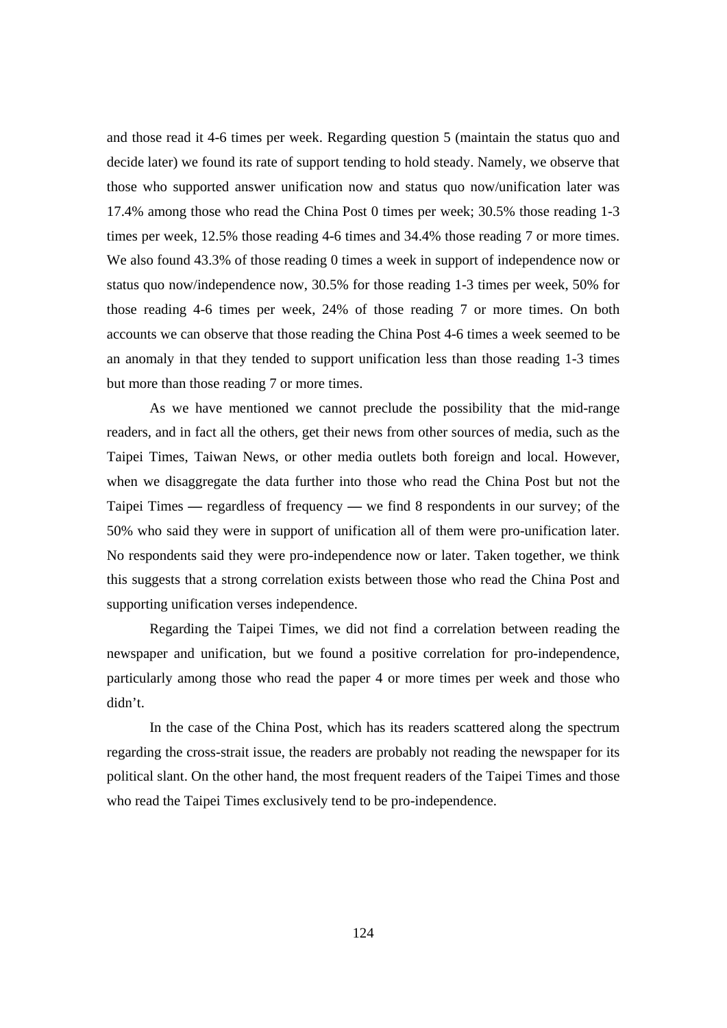and those read it 4-6 times per week. Regarding question 5 (maintain the status quo and decide later) we found its rate of support tending to hold steady. Namely, we observe that those who supported answer unification now and status quo now/unification later was 17.4% among those who read the China Post 0 times per week; 30.5% those reading 1-3 times per week, 12.5% those reading 4-6 times and 34.4% those reading 7 or more times. We also found 43.3% of those reading 0 times a week in support of independence now or status quo now/independence now, 30.5% for those reading 1-3 times per week, 50% for those reading 4-6 times per week, 24% of those reading 7 or more times. On both accounts we can observe that those reading the China Post 4-6 times a week seemed to be an anomaly in that they tended to support unification less than those reading 1-3 times but more than those reading 7 or more times.

As we have mentioned we cannot preclude the possibility that the mid-range readers, and in fact all the others, get their news from other sources of media, such as the Taipei Times, Taiwan News, or other media outlets both foreign and local. However, when we disaggregate the data further into those who read the China Post but not the Taipei Times — regardless of frequency — we find 8 respondents in our survey; of the 50% who said they were in support of unification all of them were pro-unification later. No respondents said they were pro-independence now or later. Taken together, we think this suggests that a strong correlation exists between those who read the China Post and supporting unification verses independence.

Regarding the Taipei Times, we did not find a correlation between reading the newspaper and unification, but we found a positive correlation for pro-independence, particularly among those who read the paper 4 or more times per week and those who didn't.

In the case of the China Post, which has its readers scattered along the spectrum regarding the cross-strait issue, the readers are probably not reading the newspaper for its political slant. On the other hand, the most frequent readers of the Taipei Times and those who read the Taipei Times exclusively tend to be pro-independence.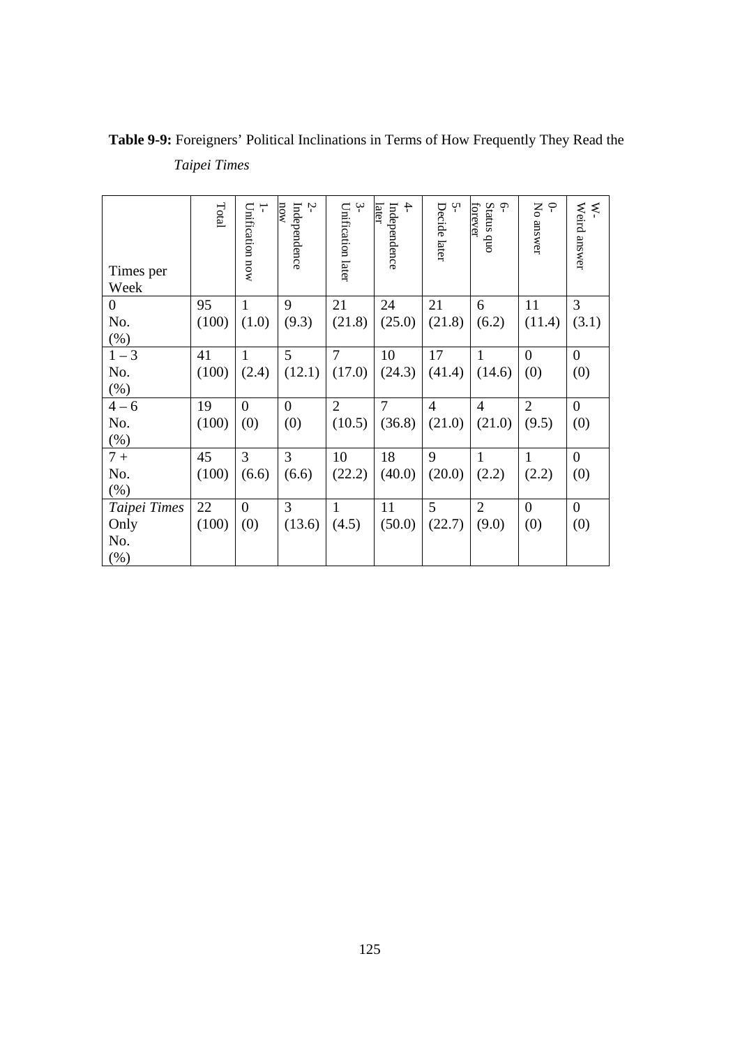**Table 9-9:** Foreigners' Political Inclinations in Terms of How Frequently They Read the *Taipei Times*

| Times per Week | Total | 1- Unification now | 2- Independence now | 3- Unification later | 4- Independence later | 5- Decide later | 6- Status quo forever | 0- No answer | W- Weird answer |
|---|---|---|---|---|---|---|---|---|---|
| 0 No. (%) | 95 (100) | 1 (1.0) | 9 (9.3) | 21 (21.8) | 24 (25.0) | 21 (21.8) | 6 (6.2) | 11 (11.4) | 3 (3.1) |
| 1 – 3 No. (%) | 41 (100) | 1 (2.4) | 5 (12.1) | 7 (17.0) | 10 (24.3) | 17 (41.4) | 1 (14.6) | 0 (0) | 0 (0) |
| 4 – 6 No. (%) | 19 (100) | 0 (0) | 0 (0) | 2 (10.5) | 7 (36.8) | 4 (21.0) | 4 (21.0) | 2 (9.5) | 0 (0) |
| 7 + No. (%) | 45 (100) | 3 (6.6) | 3 (6.6) | 10 (22.2) | 18 (40.0) | 9 (20.0) | 1 (2.2) | 1 (2.2) | 0 (0) |
| *Taipei Times* Only No. (%) | 22 (100) | 0 (0) | 3 (13.6) | 1 (4.5) | 11 (50.0) | 5 (22.7) | 2 (9.0) | 0 (0) | 0 (0) |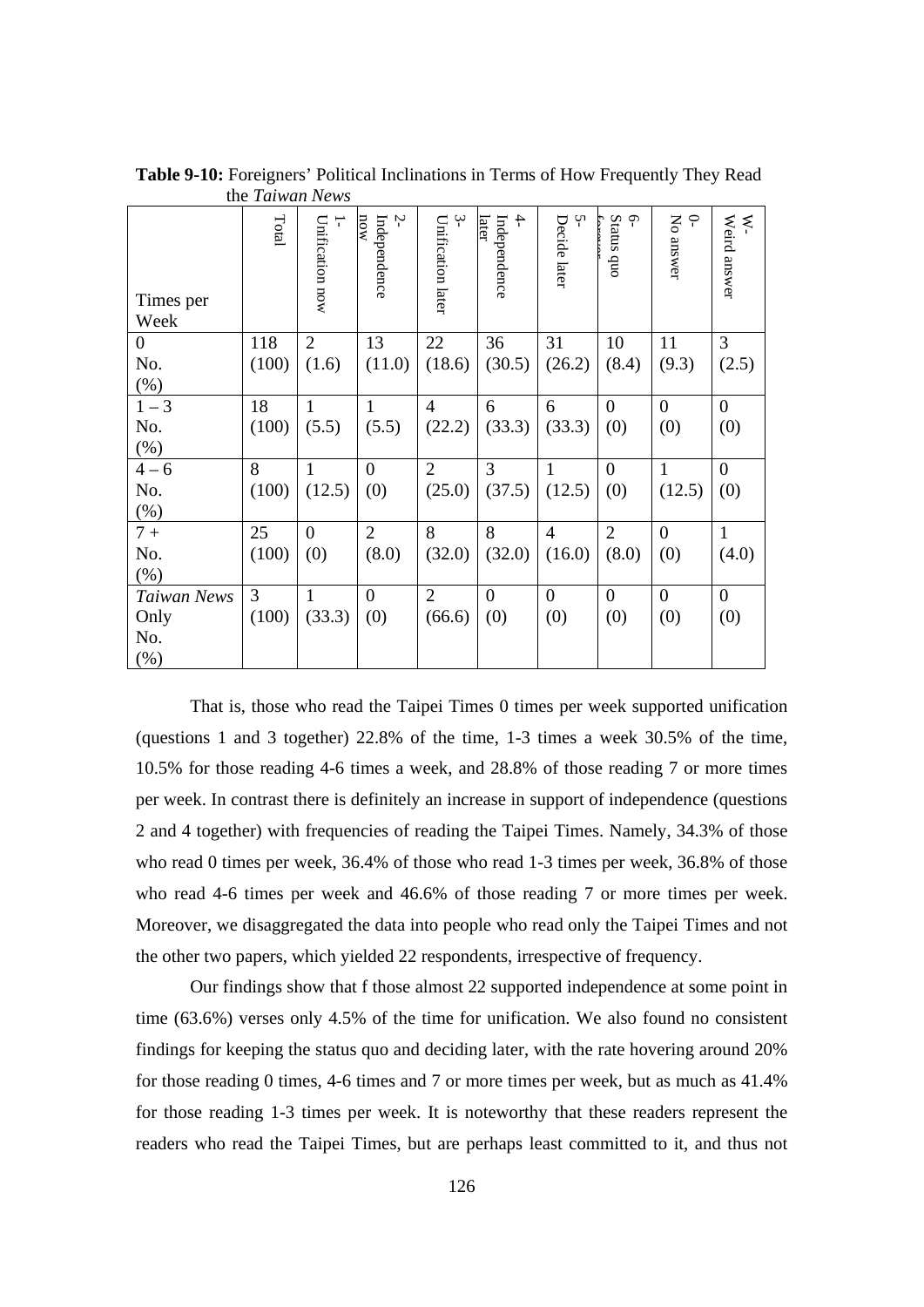**Table 9-10:** Foreigners' Political Inclinations in Terms of How Frequently They Read the *Taiwan News*

| Times per Week | Total | 1- Unification now | 2- Independence now | 3- Unification later | 4- Independence later | 5- Decide later | 6- Status quo forever | 0- No answer | W- Weird answer |
|---|---|---|---|---|---|---|---|---|---|
| 0 No. (%) | 118 (100) | 2 (1.6) | 13 (11.0) | 22 (18.6) | 36 (30.5) | 31 (26.2) | 10 (8.4) | 11 (9.3) | 3 (2.5) |
| 1 – 3 No. (%) | 18 (100) | 1 (5.5) | 1 (5.5) | 4 (22.2) | 6 (33.3) | 6 (33.3) | 0 (0) | 0 (0) | 0 (0) |
| 4 – 6 No. (%) | 8 (100) | 1 (12.5) | 0 (0) | 2 (25.0) | 3 (37.5) | 1 (12.5) | 0 (0) | 1 (12.5) | 0 (0) |
| 7 + No. (%) | 25 (100) | 0 (0) | 2 (8.0) | 8 (32.0) | 8 (32.0) | 4 (16.0) | 2 (8.0) | 0 (0) | 1 (4.0) |
| *Taiwan News* Only No. (%) | 3 (100) | 1 (33.3) | 0 (0) | 2 (66.6) | 0 (0) | 0 (0) | 0 (0) | 0 (0) | 0 (0) |

That is, those who read the Taipei Times 0 times per week supported unification (questions 1 and 3 together) 22.8% of the time, 1-3 times a week 30.5% of the time, 10.5% for those reading 4-6 times a week, and 28.8% of those reading 7 or more times per week. In contrast there is definitely an increase in support of independence (questions 2 and 4 together) with frequencies of reading the Taipei Times. Namely, 34.3% of those who read 0 times per week, 36.4% of those who read 1-3 times per week, 36.8% of those who read 4-6 times per week and 46.6% of those reading 7 or more times per week. Moreover, we disaggregated the data into people who read only the Taipei Times and not the other two papers, which yielded 22 respondents, irrespective of frequency.

Our findings show that f those almost 22 supported independence at some point in time (63.6%) verses only 4.5% of the time for unification. We also found no consistent findings for keeping the status quo and deciding later, with the rate hovering around 20% for those reading 0 times, 4-6 times and 7 or more times per week, but as much as 41.4% for those reading 1-3 times per week. It is noteworthy that these readers represent the readers who read the Taipei Times, but are perhaps least committed to it, and thus not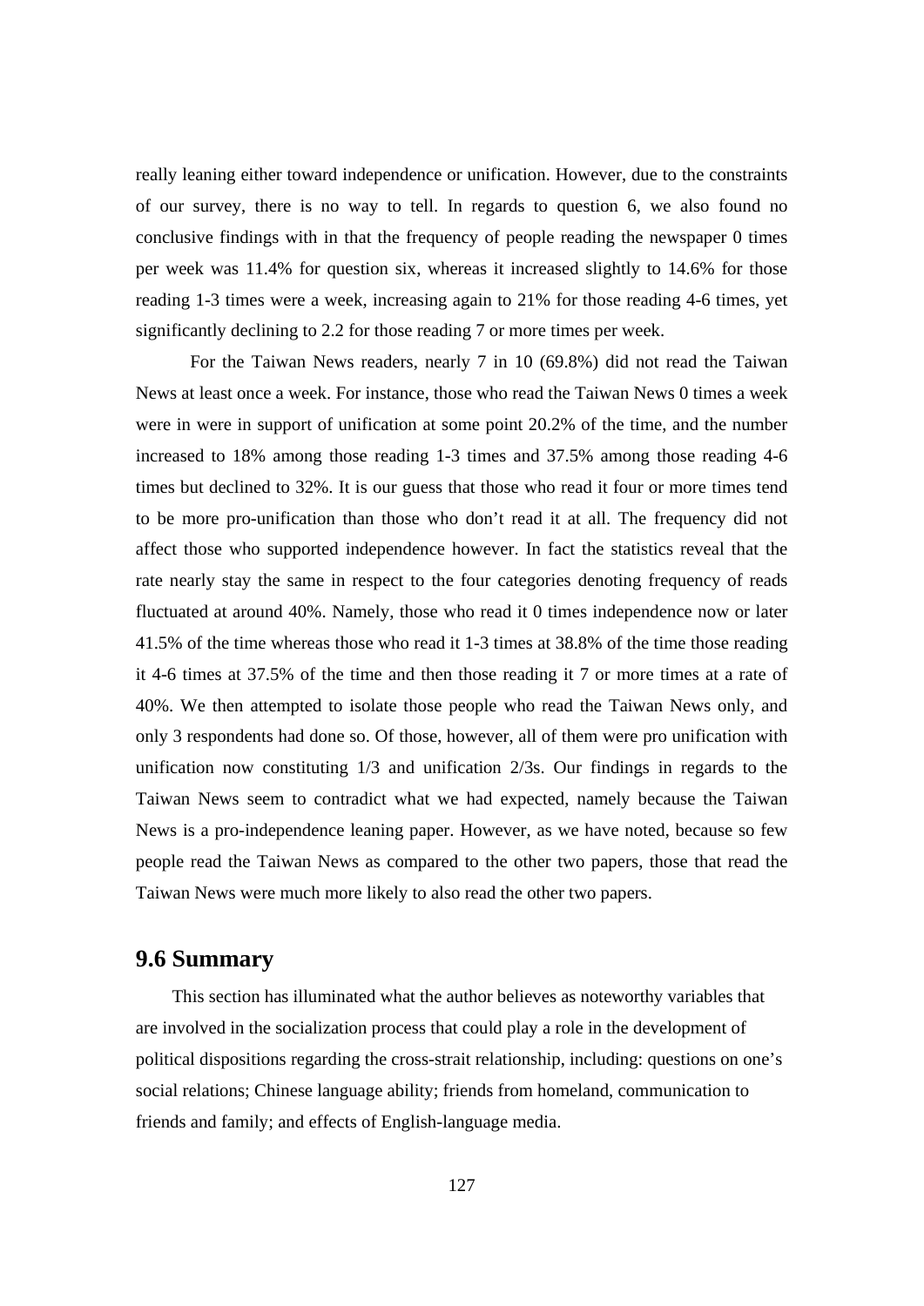really leaning either toward independence or unification. However, due to the constraints of our survey, there is no way to tell. In regards to question 6, we also found no conclusive findings with in that the frequency of people reading the newspaper 0 times per week was 11.4% for question six, whereas it increased slightly to 14.6% for those reading 1-3 times were a week, increasing again to 21% for those reading 4-6 times, yet significantly declining to 2.2 for those reading 7 or more times per week.

For the Taiwan News readers, nearly 7 in 10 (69.8%) did not read the Taiwan News at least once a week. For instance, those who read the Taiwan News 0 times a week were in were in support of unification at some point 20.2% of the time, and the number increased to 18% among those reading 1-3 times and 37.5% among those reading 4-6 times but declined to 32%. It is our guess that those who read it four or more times tend to be more pro-unification than those who don't read it at all. The frequency did not affect those who supported independence however. In fact the statistics reveal that the rate nearly stay the same in respect to the four categories denoting frequency of reads fluctuated at around 40%. Namely, those who read it 0 times independence now or later 41.5% of the time whereas those who read it 1-3 times at 38.8% of the time those reading it 4-6 times at 37.5% of the time and then those reading it 7 or more times at a rate of 40%. We then attempted to isolate those people who read the Taiwan News only, and only 3 respondents had done so. Of those, however, all of them were pro unification with unification now constituting 1/3 and unification 2/3s. Our findings in regards to the Taiwan News seem to contradict what we had expected, namely because the Taiwan News is a pro-independence leaning paper. However, as we have noted, because so few people read the Taiwan News as compared to the other two papers, those that read the Taiwan News were much more likely to also read the other two papers.

## 9.6 Summary

This section has illuminated what the author believes as noteworthy variables that are involved in the socialization process that could play a role in the development of political dispositions regarding the cross-strait relationship, including: questions on one's social relations; Chinese language ability; friends from homeland, communication to friends and family; and effects of English-language media.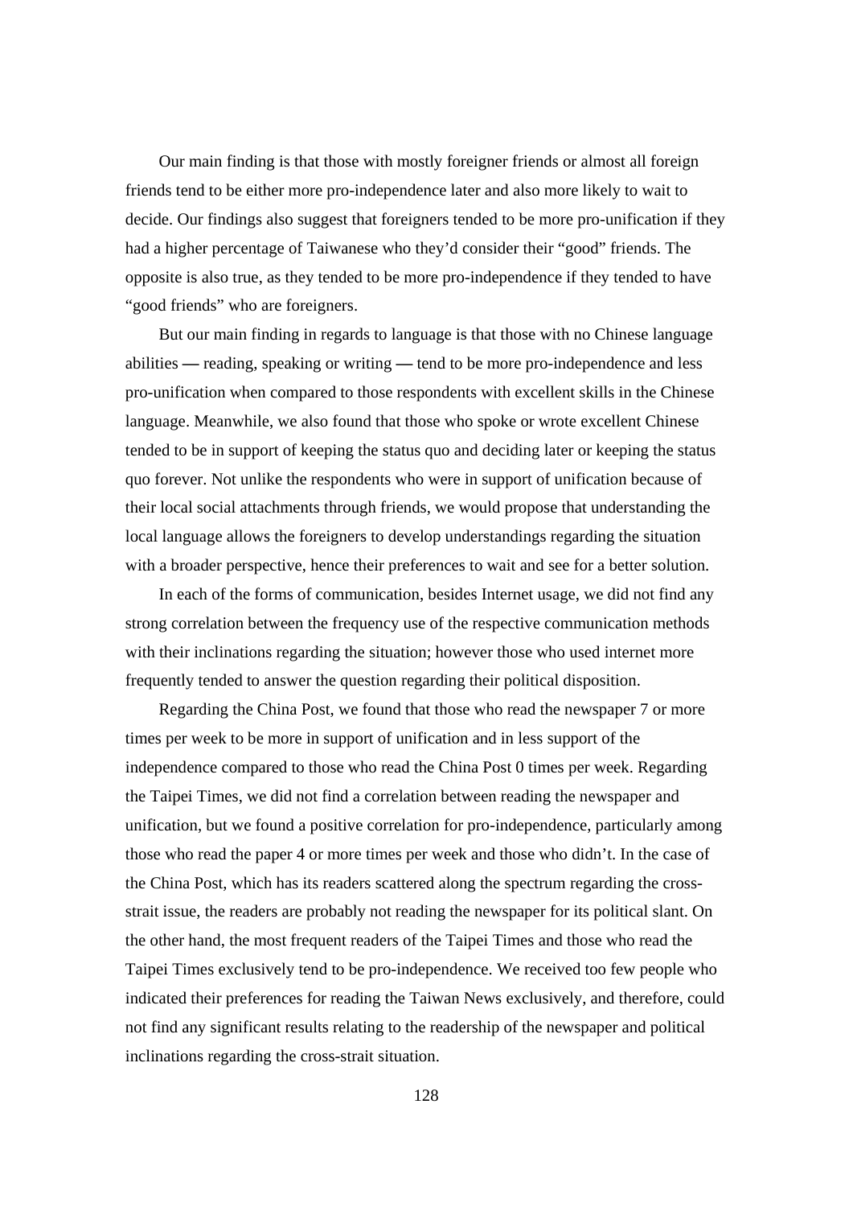Our main finding is that those with mostly foreigner friends or almost all foreign friends tend to be either more pro-independence later and also more likely to wait to decide. Our findings also suggest that foreigners tended to be more pro-unification if they had a higher percentage of Taiwanese who they'd consider their "good" friends. The opposite is also true, as they tended to be more pro-independence if they tended to have "good friends" who are foreigners.

But our main finding in regards to language is that those with no Chinese language abilities — reading, speaking or writing — tend to be more pro-independence and less pro-unification when compared to those respondents with excellent skills in the Chinese language. Meanwhile, we also found that those who spoke or wrote excellent Chinese tended to be in support of keeping the status quo and deciding later or keeping the status quo forever. Not unlike the respondents who were in support of unification because of their local social attachments through friends, we would propose that understanding the local language allows the foreigners to develop understandings regarding the situation with a broader perspective, hence their preferences to wait and see for a better solution.

In each of the forms of communication, besides Internet usage, we did not find any strong correlation between the frequency use of the respective communication methods with their inclinations regarding the situation; however those who used internet more frequently tended to answer the question regarding their political disposition.

Regarding the China Post, we found that those who read the newspaper 7 or more times per week to be more in support of unification and in less support of the independence compared to those who read the China Post 0 times per week. Regarding the Taipei Times, we did not find a correlation between reading the newspaper and unification, but we found a positive correlation for pro-independence, particularly among those who read the paper 4 or more times per week and those who didn't. In the case of the China Post, which has its readers scattered along the spectrum regarding the cross-strait issue, the readers are probably not reading the newspaper for its political slant. On the other hand, the most frequent readers of the Taipei Times and those who read the Taipei Times exclusively tend to be pro-independence. We received too few people who indicated their preferences for reading the Taiwan News exclusively, and therefore, could not find any significant results relating to the readership of the newspaper and political inclinations regarding the cross-strait situation.